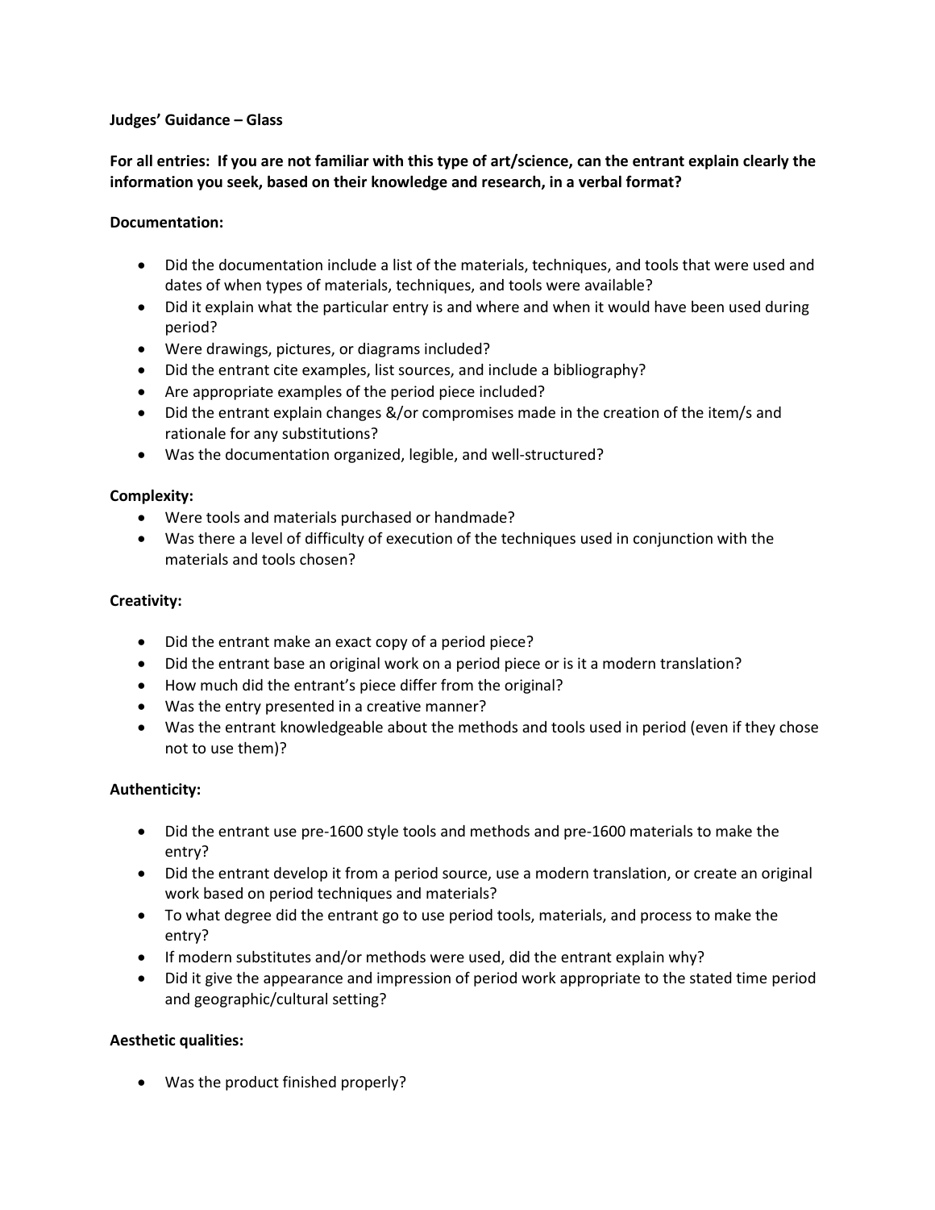**Judges' Guidance – Glass**

**For all entries: If you are not familiar with this type of art/science, can the entrant explain clearly the information you seek, based on their knowledge and research, in a verbal format?**

**Documentation:**

- Did the documentation include a list of the materials, techniques, and tools that were used and dates of when types of materials, techniques, and tools were available?
- Did it explain what the particular entry is and where and when it would have been used during period?
- Were drawings, pictures, or diagrams included?
- Did the entrant cite examples, list sources, and include a bibliography?
- Are appropriate examples of the period piece included?
- Did the entrant explain changes &/or compromises made in the creation of the item/s and rationale for any substitutions?
- Was the documentation organized, legible, and well-structured?

**Complexity:**

- Were tools and materials purchased or handmade?
- Was there a level of difficulty of execution of the techniques used in conjunction with the materials and tools chosen?

**Creativity:**

- Did the entrant make an exact copy of a period piece?
- Did the entrant base an original work on a period piece or is it a modern translation?
- How much did the entrant's piece differ from the original?
- Was the entry presented in a creative manner?
- Was the entrant knowledgeable about the methods and tools used in period (even if they chose not to use them)?

**Authenticity:**

- Did the entrant use pre-1600 style tools and methods and pre-1600 materials to make the entry?
- Did the entrant develop it from a period source, use a modern translation, or create an original work based on period techniques and materials?
- To what degree did the entrant go to use period tools, materials, and process to make the entry?
- If modern substitutes and/or methods were used, did the entrant explain why?
- Did it give the appearance and impression of period work appropriate to the stated time period and geographic/cultural setting?

**Aesthetic qualities:**

- Was the product finished properly?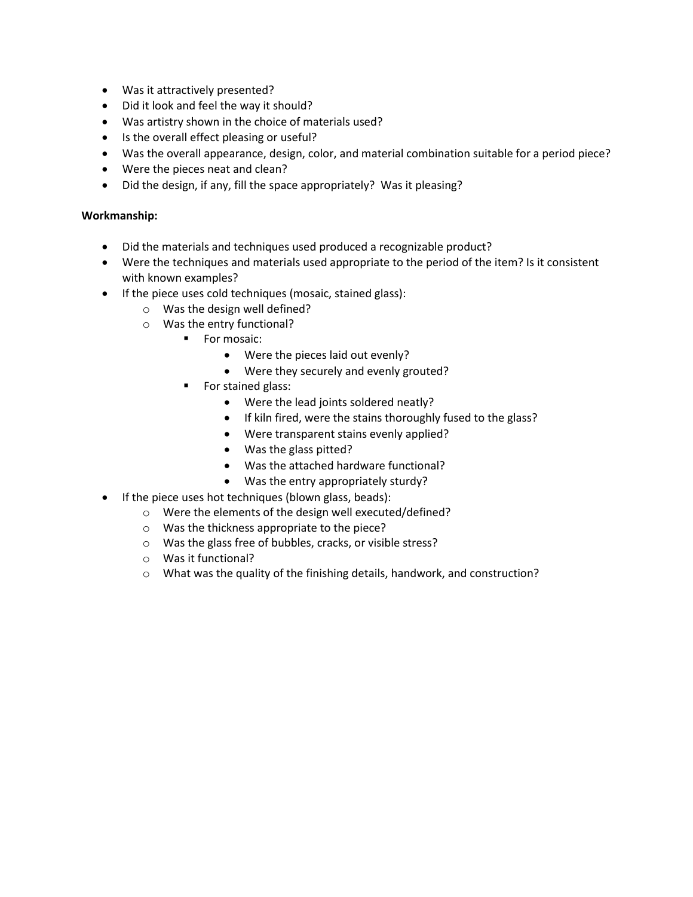- Was it attractively presented?
- Did it look and feel the way it should?
- Was artistry shown in the choice of materials used?
- Is the overall effect pleasing or useful?
- Was the overall appearance, design, color, and material combination suitable for a period piece?
- Were the pieces neat and clean?
- Did the design, if any, fill the space appropriately? Was it pleasing?

**Workmanship:**

- Did the materials and techniques used produced a recognizable product?
- Were the techniques and materials used appropriate to the period of the item? Is it consistent with known examples?
- If the piece uses cold techniques (mosaic, stained glass):
  - Was the design well defined?
  - Was the entry functional?
    - For mosaic:
      - Were the pieces laid out evenly?
      - Were they securely and evenly grouted?
    - For stained glass:
      - Were the lead joints soldered neatly?
      - If kiln fired, were the stains thoroughly fused to the glass?
      - Were transparent stains evenly applied?
      - Was the glass pitted?
      - Was the attached hardware functional?
      - Was the entry appropriately sturdy?
- If the piece uses hot techniques (blown glass, beads):
  - Were the elements of the design well executed/defined?
  - Was the thickness appropriate to the piece?
  - Was the glass free of bubbles, cracks, or visible stress?
  - Was it functional?
  - What was the quality of the finishing details, handwork, and construction?